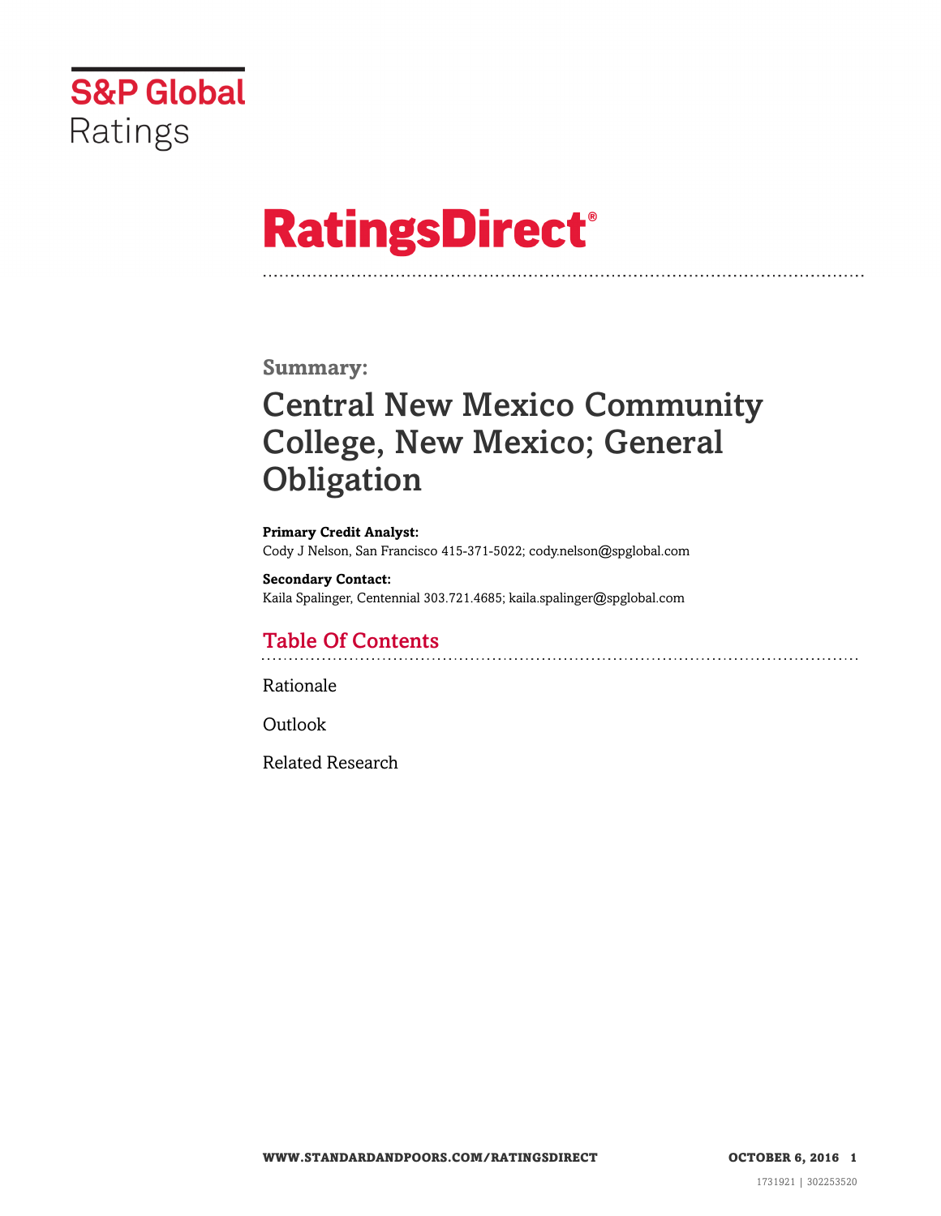S&P Global
Ratings

# RatingsDirect®

**Summary:**

# Central New Mexico Community College, New Mexico; General Obligation

**Primary Credit Analyst:**
Cody J Nelson, San Francisco 415-371-5022; cody.nelson@spglobal.com

**Secondary Contact:**
Kaila Spalinger, Centennial 303.721.4685; kaila.spalinger@spglobal.com

## Table Of Contents

Rationale

Outlook

Related Research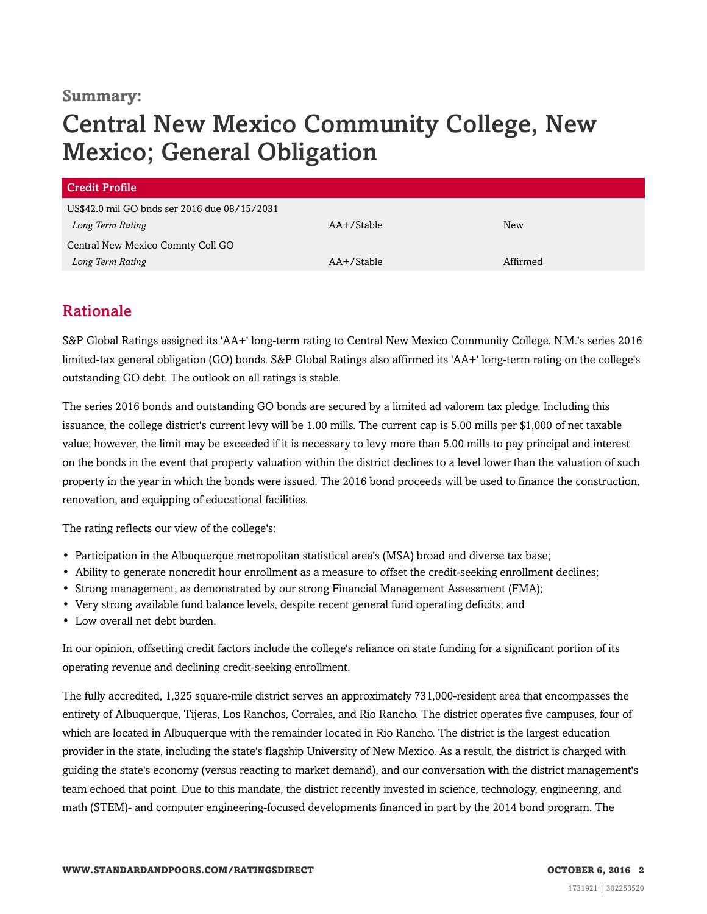**Summary:**

# Central New Mexico Community College, New Mexico; General Obligation

| Credit Profile | | |
|---|---|---|
| US$42.0 mil GO bnds ser 2016 due 08/15/2031 | | |
| *Long Term Rating* | AA+/Stable | New |
| Central New Mexico Comnty Coll GO | | |
| *Long Term Rating* | AA+/Stable | Affirmed |

## Rationale

S&P Global Ratings assigned its 'AA+' long-term rating to Central New Mexico Community College, N.M.'s series 2016 limited-tax general obligation (GO) bonds. S&P Global Ratings also affirmed its 'AA+' long-term rating on the college's outstanding GO debt. The outlook on all ratings is stable.

The series 2016 bonds and outstanding GO bonds are secured by a limited ad valorem tax pledge. Including this issuance, the college district's current levy will be 1.00 mills. The current cap is 5.00 mills per $1,000 of net taxable value; however, the limit may be exceeded if it is necessary to levy more than 5.00 mills to pay principal and interest on the bonds in the event that property valuation within the district declines to a level lower than the valuation of such property in the year in which the bonds were issued. The 2016 bond proceeds will be used to finance the construction, renovation, and equipping of educational facilities.

The rating reflects our view of the college's:

- Participation in the Albuquerque metropolitan statistical area's (MSA) broad and diverse tax base;
- Ability to generate noncredit hour enrollment as a measure to offset the credit-seeking enrollment declines;
- Strong management, as demonstrated by our strong Financial Management Assessment (FMA);
- Very strong available fund balance levels, despite recent general fund operating deficits; and
- Low overall net debt burden.

In our opinion, offsetting credit factors include the college's reliance on state funding for a significant portion of its operating revenue and declining credit-seeking enrollment.

The fully accredited, 1,325 square-mile district serves an approximately 731,000-resident area that encompasses the entirety of Albuquerque, Tijeras, Los Ranchos, Corrales, and Rio Rancho. The district operates five campuses, four of which are located in Albuquerque with the remainder located in Rio Rancho. The district is the largest education provider in the state, including the state's flagship University of New Mexico. As a result, the district is charged with guiding the state's economy (versus reacting to market demand), and our conversation with the district management's team echoed that point. Due to this mandate, the district recently invested in science, technology, engineering, and math (STEM)- and computer engineering-focused developments financed in part by the 2014 bond program. The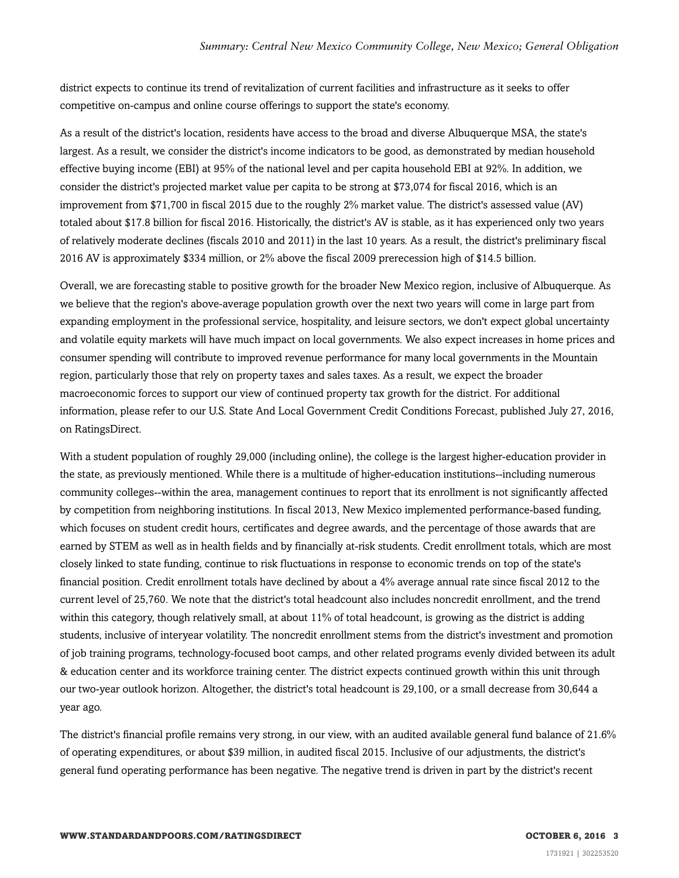district expects to continue its trend of revitalization of current facilities and infrastructure as it seeks to offer competitive on-campus and online course offerings to support the state's economy.

As a result of the district's location, residents have access to the broad and diverse Albuquerque MSA, the state's largest. As a result, we consider the district's income indicators to be good, as demonstrated by median household effective buying income (EBI) at 95% of the national level and per capita household EBI at 92%. In addition, we consider the district's projected market value per capita to be strong at $73,074 for fiscal 2016, which is an improvement from $71,700 in fiscal 2015 due to the roughly 2% market value. The district's assessed value (AV) totaled about $17.8 billion for fiscal 2016. Historically, the district's AV is stable, as it has experienced only two years of relatively moderate declines (fiscals 2010 and 2011) in the last 10 years. As a result, the district's preliminary fiscal 2016 AV is approximately $334 million, or 2% above the fiscal 2009 prerecession high of $14.5 billion.

Overall, we are forecasting stable to positive growth for the broader New Mexico region, inclusive of Albuquerque. As we believe that the region's above-average population growth over the next two years will come in large part from expanding employment in the professional service, hospitality, and leisure sectors, we don't expect global uncertainty and volatile equity markets will have much impact on local governments. We also expect increases in home prices and consumer spending will contribute to improved revenue performance for many local governments in the Mountain region, particularly those that rely on property taxes and sales taxes. As a result, we expect the broader macroeconomic forces to support our view of continued property tax growth for the district. For additional information, please refer to our U.S. State And Local Government Credit Conditions Forecast, published July 27, 2016, on RatingsDirect.

With a student population of roughly 29,000 (including online), the college is the largest higher-education provider in the state, as previously mentioned. While there is a multitude of higher-education institutions--including numerous community colleges--within the area, management continues to report that its enrollment is not significantly affected by competition from neighboring institutions. In fiscal 2013, New Mexico implemented performance-based funding, which focuses on student credit hours, certificates and degree awards, and the percentage of those awards that are earned by STEM as well as in health fields and by financially at-risk students. Credit enrollment totals, which are most closely linked to state funding, continue to risk fluctuations in response to economic trends on top of the state's financial position. Credit enrollment totals have declined by about a 4% average annual rate since fiscal 2012 to the current level of 25,760. We note that the district's total headcount also includes noncredit enrollment, and the trend within this category, though relatively small, at about 11% of total headcount, is growing as the district is adding students, inclusive of interyear volatility. The noncredit enrollment stems from the district's investment and promotion of job training programs, technology-focused boot camps, and other related programs evenly divided between its adult & education center and its workforce training center. The district expects continued growth within this unit through our two-year outlook horizon. Altogether, the district's total headcount is 29,100, or a small decrease from 30,644 a year ago.

The district's financial profile remains very strong, in our view, with an audited available general fund balance of 21.6% of operating expenditures, or about $39 million, in audited fiscal 2015. Inclusive of our adjustments, the district's general fund operating performance has been negative. The negative trend is driven in part by the district's recent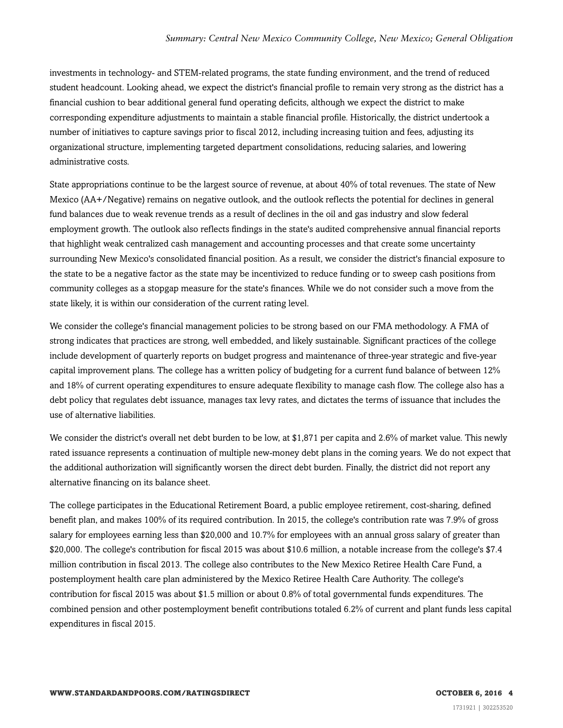investments in technology- and STEM-related programs, the state funding environment, and the trend of reduced student headcount. Looking ahead, we expect the district's financial profile to remain very strong as the district has a financial cushion to bear additional general fund operating deficits, although we expect the district to make corresponding expenditure adjustments to maintain a stable financial profile. Historically, the district undertook a number of initiatives to capture savings prior to fiscal 2012, including increasing tuition and fees, adjusting its organizational structure, implementing targeted department consolidations, reducing salaries, and lowering administrative costs.

State appropriations continue to be the largest source of revenue, at about 40% of total revenues. The state of New Mexico (AA+/Negative) remains on negative outlook, and the outlook reflects the potential for declines in general fund balances due to weak revenue trends as a result of declines in the oil and gas industry and slow federal employment growth. The outlook also reflects findings in the state's audited comprehensive annual financial reports that highlight weak centralized cash management and accounting processes and that create some uncertainty surrounding New Mexico's consolidated financial position. As a result, we consider the district's financial exposure to the state to be a negative factor as the state may be incentivized to reduce funding or to sweep cash positions from community colleges as a stopgap measure for the state's finances. While we do not consider such a move from the state likely, it is within our consideration of the current rating level.

We consider the college's financial management policies to be strong based on our FMA methodology. A FMA of strong indicates that practices are strong, well embedded, and likely sustainable. Significant practices of the college include development of quarterly reports on budget progress and maintenance of three-year strategic and five-year capital improvement plans. The college has a written policy of budgeting for a current fund balance of between 12% and 18% of current operating expenditures to ensure adequate flexibility to manage cash flow. The college also has a debt policy that regulates debt issuance, manages tax levy rates, and dictates the terms of issuance that includes the use of alternative liabilities.

We consider the district's overall net debt burden to be low, at $1,871 per capita and 2.6% of market value. This newly rated issuance represents a continuation of multiple new-money debt plans in the coming years. We do not expect that the additional authorization will significantly worsen the direct debt burden. Finally, the district did not report any alternative financing on its balance sheet.

The college participates in the Educational Retirement Board, a public employee retirement, cost-sharing, defined benefit plan, and makes 100% of its required contribution. In 2015, the college's contribution rate was 7.9% of gross salary for employees earning less than $20,000 and 10.7% for employees with an annual gross salary of greater than $20,000. The college's contribution for fiscal 2015 was about $10.6 million, a notable increase from the college's $7.4 million contribution in fiscal 2013. The college also contributes to the New Mexico Retiree Health Care Fund, a postemployment health care plan administered by the Mexico Retiree Health Care Authority. The college's contribution for fiscal 2015 was about $1.5 million or about 0.8% of total governmental funds expenditures. The combined pension and other postemployment benefit contributions totaled 6.2% of current and plant funds less capital expenditures in fiscal 2015.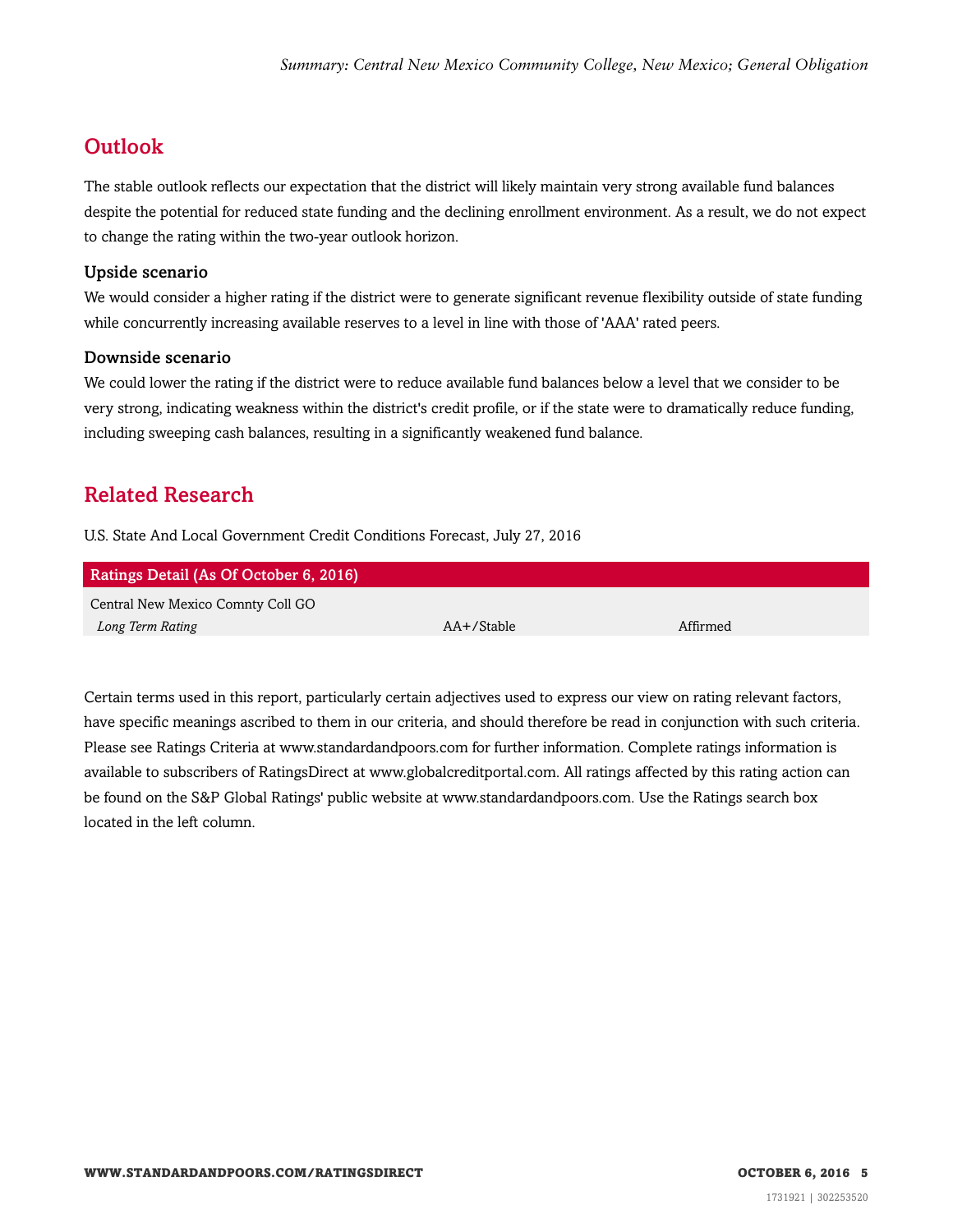## Outlook

The stable outlook reflects our expectation that the district will likely maintain very strong available fund balances despite the potential for reduced state funding and the declining enrollment environment. As a result, we do not expect to change the rating within the two-year outlook horizon.

### Upside scenario

We would consider a higher rating if the district were to generate significant revenue flexibility outside of state funding while concurrently increasing available reserves to a level in line with those of 'AAA' rated peers.

### Downside scenario

We could lower the rating if the district were to reduce available fund balances below a level that we consider to be very strong, indicating weakness within the district's credit profile, or if the state were to dramatically reduce funding, including sweeping cash balances, resulting in a significantly weakened fund balance.

## Related Research

U.S. State And Local Government Credit Conditions Forecast, July 27, 2016

| Ratings Detail (As Of October 6, 2016) | | |
|---|---|---|
| Central New Mexico Comnty Coll GO | | |
| *Long Term Rating* | AA+/Stable | Affirmed |

Certain terms used in this report, particularly certain adjectives used to express our view on rating relevant factors, have specific meanings ascribed to them in our criteria, and should therefore be read in conjunction with such criteria. Please see Ratings Criteria at www.standardandpoors.com for further information. Complete ratings information is available to subscribers of RatingsDirect at www.globalcreditportal.com. All ratings affected by this rating action can be found on the S&P Global Ratings' public website at www.standardandpoors.com. Use the Ratings search box located in the left column.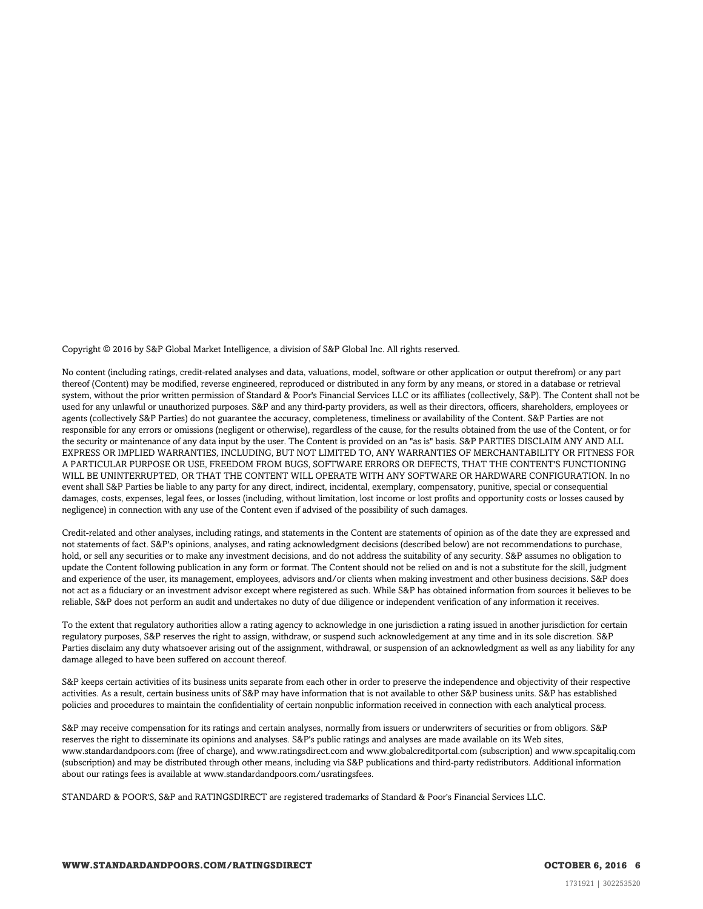Copyright © 2016 by S&P Global Market Intelligence, a division of S&P Global Inc. All rights reserved.

No content (including ratings, credit-related analyses and data, valuations, model, software or other application or output therefrom) or any part thereof (Content) may be modified, reverse engineered, reproduced or distributed in any form by any means, or stored in a database or retrieval system, without the prior written permission of Standard & Poor's Financial Services LLC or its affiliates (collectively, S&P). The Content shall not be used for any unlawful or unauthorized purposes. S&P and any third-party providers, as well as their directors, officers, shareholders, employees or agents (collectively S&P Parties) do not guarantee the accuracy, completeness, timeliness or availability of the Content. S&P Parties are not responsible for any errors or omissions (negligent or otherwise), regardless of the cause, for the results obtained from the use of the Content, or for the security or maintenance of any data input by the user. The Content is provided on an "as is" basis. S&P PARTIES DISCLAIM ANY AND ALL EXPRESS OR IMPLIED WARRANTIES, INCLUDING, BUT NOT LIMITED TO, ANY WARRANTIES OF MERCHANTABILITY OR FITNESS FOR A PARTICULAR PURPOSE OR USE, FREEDOM FROM BUGS, SOFTWARE ERRORS OR DEFECTS, THAT THE CONTENT'S FUNCTIONING WILL BE UNINTERRUPTED, OR THAT THE CONTENT WILL OPERATE WITH ANY SOFTWARE OR HARDWARE CONFIGURATION. In no event shall S&P Parties be liable to any party for any direct, indirect, incidental, exemplary, compensatory, punitive, special or consequential damages, costs, expenses, legal fees, or losses (including, without limitation, lost income or lost profits and opportunity costs or losses caused by negligence) in connection with any use of the Content even if advised of the possibility of such damages.

Credit-related and other analyses, including ratings, and statements in the Content are statements of opinion as of the date they are expressed and not statements of fact. S&P's opinions, analyses, and rating acknowledgment decisions (described below) are not recommendations to purchase, hold, or sell any securities or to make any investment decisions, and do not address the suitability of any security. S&P assumes no obligation to update the Content following publication in any form or format. The Content should not be relied on and is not a substitute for the skill, judgment and experience of the user, its management, employees, advisors and/or clients when making investment and other business decisions. S&P does not act as a fiduciary or an investment advisor except where registered as such. While S&P has obtained information from sources it believes to be reliable, S&P does not perform an audit and undertakes no duty of due diligence or independent verification of any information it receives.

To the extent that regulatory authorities allow a rating agency to acknowledge in one jurisdiction a rating issued in another jurisdiction for certain regulatory purposes, S&P reserves the right to assign, withdraw, or suspend such acknowledgement at any time and in its sole discretion. S&P Parties disclaim any duty whatsoever arising out of the assignment, withdrawal, or suspension of an acknowledgment as well as any liability for any damage alleged to have been suffered on account thereof.

S&P keeps certain activities of its business units separate from each other in order to preserve the independence and objectivity of their respective activities. As a result, certain business units of S&P may have information that is not available to other S&P business units. S&P has established policies and procedures to maintain the confidentiality of certain nonpublic information received in connection with each analytical process.

S&P may receive compensation for its ratings and certain analyses, normally from issuers or underwriters of securities or from obligors. S&P reserves the right to disseminate its opinions and analyses. S&P's public ratings and analyses are made available on its Web sites, www.standardandpoors.com (free of charge), and www.ratingsdirect.com and www.globalcreditportal.com (subscription) and www.spcapitaliq.com (subscription) and may be distributed through other means, including via S&P publications and third-party redistributors. Additional information about our ratings fees is available at www.standardandpoors.com/usratingsfees.

STANDARD & POOR'S, S&P and RATINGSDIRECT are registered trademarks of Standard & Poor's Financial Services LLC.